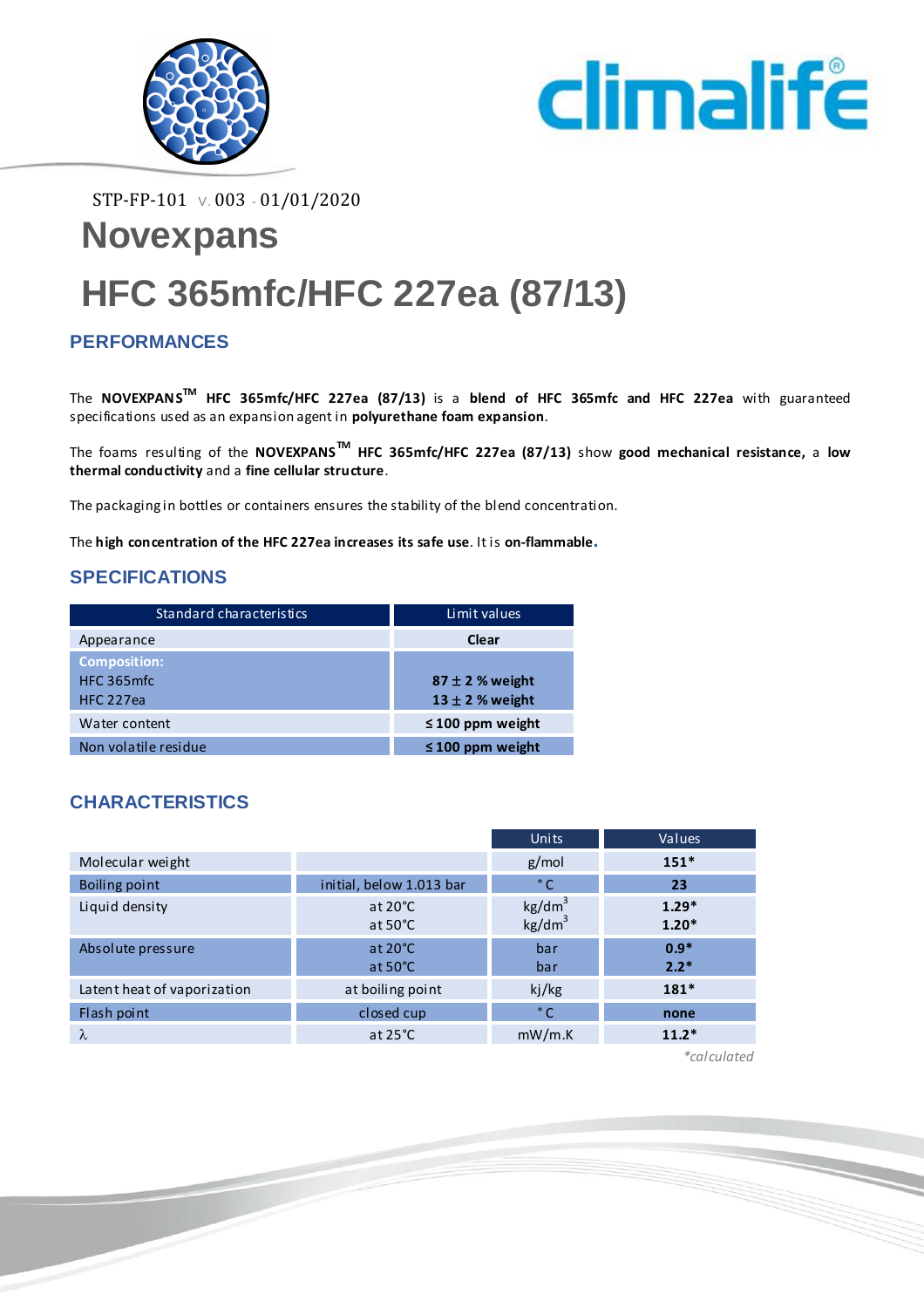STP-FP-101 v. 003 - 01/01/2020

# Novexpans

# HFC 365mfc/HFC 227ea (87/13)

## PERFORMANCES

The **NOVEXPANS™ HFC 365mfc/HFC 227ea (87/13)** is a **blend of HFC 365mfc and HFC 227ea** with guaranteed specifications used as an expansion agent in **polyurethane foam expansion**.

The foams resulting of the **NOVEXPANS™ HFC 365mfc/HFC 227ea (87/13)** show **good mechanical resistance,** a **low thermal conductivity** and a **fine cellular structure**.

The packaging in bottles or containers ensures the stability of the blend concentration.

The **high concentration of the HFC 227ea increases its safe use**. It is **on-flammable.**

## SPECIFICATIONS

| Standard characteristics | Limit values |
|---|---|
| Appearance | **Clear** |
| **Composition:**<br>HFC 365mfc<br>HFC 227ea | <br>**87 ± 2 % weight**<br>**13 ± 2 % weight** |
| Water content | **≤ 100 ppm weight** |
| Non volatile residue | **≤ 100 ppm weight** |

## CHARACTERISTICS

| | | Units | Values |
|---|---|---|---|
| Molecular weight | | g/mol | **151*** |
| Boiling point | initial, below 1.013 bar | °C | **23** |
| Liquid density | at 20°C<br>at 50°C | $kg/dm^3$<br>$kg/dm^3$ | **1.29***<br>**1.20*** |
| Absolute pressure | at 20°C<br>at 50°C | bar<br>bar | **0.9***<br>**2.2*** |
| Latent heat of vaporization | at boiling point | kj/kg | **181*** |
| Flash point | closed cup | °C | **none** |
| $\lambda$ | at 25°C | mW/m.K | **11.2*** |

*\*calculated*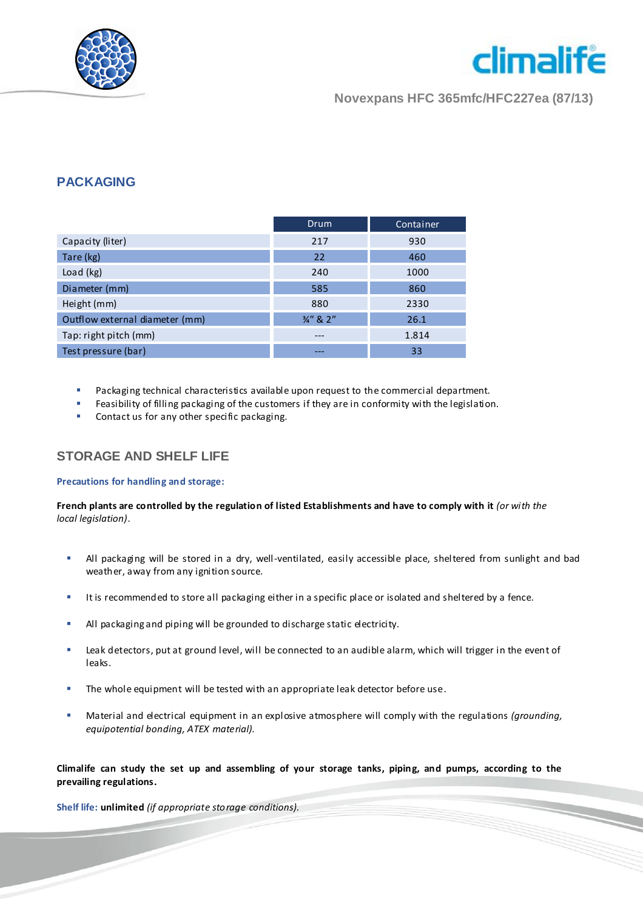## PACKAGING

| | Drum | Container |
|---|---|---|
| Capacity (liter) | 217 | 930 |
| Tare (kg) | 22 | 460 |
| Load (kg) | 240 | 1000 |
| Diameter (mm) | 585 | 860 |
| Height (mm) | 880 | 2330 |
| Outflow external diameter (mm) | ¾" & 2" | 26.1 |
| Tap: right pitch (mm) | --- | 1.814 |
| Test pressure (bar) | --- | 33 |

- Packaging technical characteristics available upon request to the commercial department.
- Feasibility of filling packaging of the customers if they are in conformity with the legislation.
- Contact us for any other specific packaging.

## STORAGE AND SHELF LIFE

**Precautions for handling and storage:**

**French plants are controlled by the regulation of listed Establishments and have to comply with it** *(or with the local legislation)*.

- All packaging will be stored in a dry, well-ventilated, easily accessible place, sheltered from sunlight and bad weather, away from any ignition source.
- It is recommended to store all packaging either in a specific place or isolated and sheltered by a fence.
- All packaging and piping will be grounded to discharge static electricity.
- Leak detectors, put at ground level, will be connected to an audible alarm, which will trigger in the event of leaks.
- The whole equipment will be tested with an appropriate leak detector before use.
- Material and electrical equipment in an explosive atmosphere will comply with the regulations *(grounding, equipotential bonding, ATEX material)*.

**Climalife can study the set up and assembling of your storage tanks, piping, and pumps, according to the prevailing regulations.**

Shelf life: **unlimited** *(if appropriate storage conditions)*.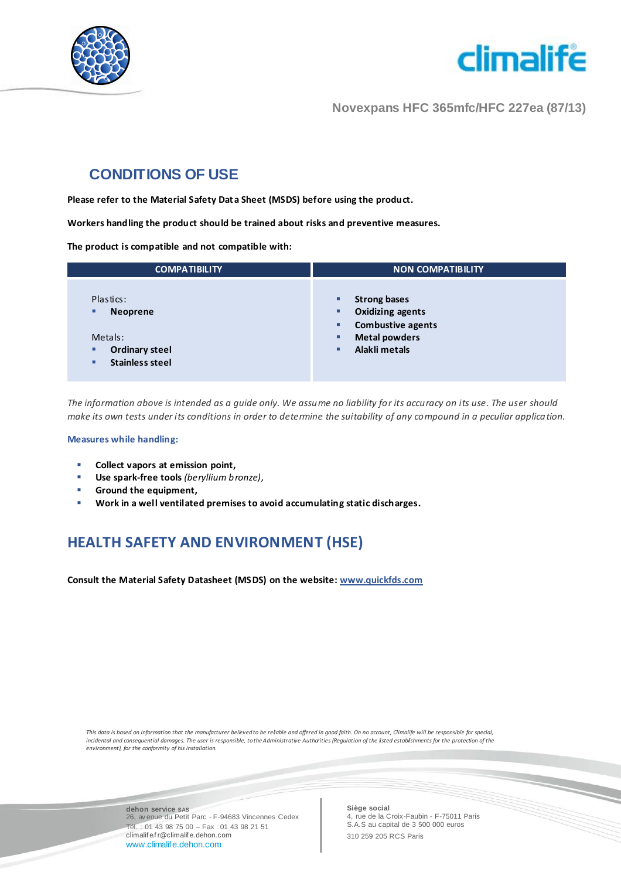# CONDITIONS OF USE

**Please refer to the Material Safety Data Sheet (MSDS) before using the product.**

**Workers handling the product should be trained about risks and preventive measures.**

**The product is compatible and not compatible with:**

| COMPATIBILITY | NON COMPATIBILITY |
| --- | --- |
| Plastics:<br>▪ **Neoprene**<br><br>Metals:<br>▪ **Ordinary steel**<br>▪ **Stainless steel** | ▪ **Strong bases**<br>▪ **Oxidizing agents**<br>▪ **Combustive agents**<br>▪ **Metal powders**<br>▪ **Alakli metals** |

*The information above is intended as a guide only. We assume no liability for its accuracy on its use. The user should make its own tests under its conditions in order to determine the suitability of any compound in a peculiar application.*

**Measures while handling:**

- **Collect vapors at emission point,**
- **Use spark-free tools** *(beryllium bronze),*
- **Ground the equipment,**
- **Work in a well ventilated premises to avoid accumulating static discharges.**

## HEALTH SAFETY AND ENVIRONMENT (HSE)

**Consult the Material Safety Datasheet (MSDS) on the website: [www.quickfds.com](www.quickfds.com)**

*This data is based on information that the manufacturer believed to be reliable and offered in good faith. On no account, Climalife will be responsible for special, incidental and consequential damages. The user is responsible, to the Administrative Authorities (Regulation of the listed establishments for the protection of the environment), for the conformity of his installation.*

**dehon service SAS**
26, avenue du Petit Parc - F-94683 Vincennes Cedex
Tél. : 01 43 98 75 00 – Fax : 01 43 98 21 51
climalife.fr@climalife.dehon.com
www.climalife.dehon.com

**Siège social**
4, rue de la Croix-Faubin - F-75011 Paris
S.A.S au capital de 3 500 000 euros
310 259 205 RCS Paris